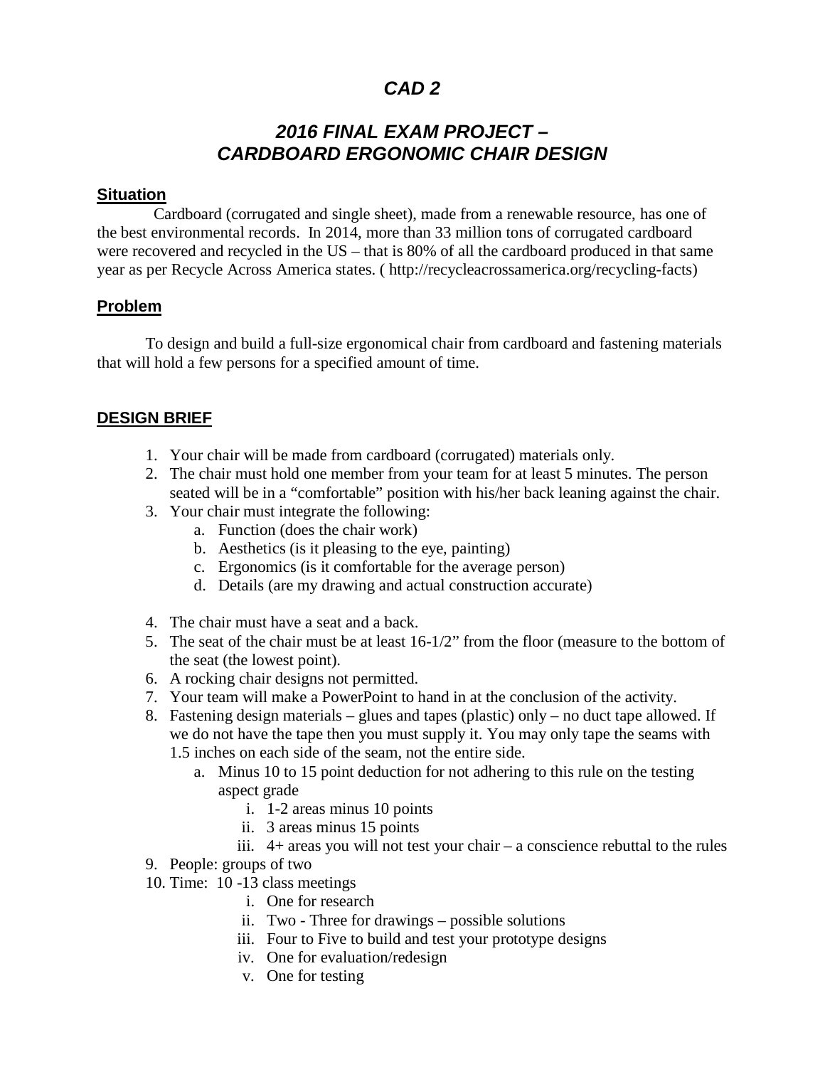# *CAD 2*

## *2016 FINAL EXAM PROJECT – CARDBOARD ERGONOMIC CHAIR DESIGN*

### Situation

Cardboard (corrugated and single sheet), made from a renewable resource, has one of the best environmental records. In 2014, more than 33 million tons of corrugated cardboard were recovered and recycled in the US – that is 80% of all the cardboard produced in that same year as per Recycle Across America states. ( http://recycleacrossamerica.org/recycling-facts)

### Problem

To design and build a full-size ergonomical chair from cardboard and fastening materials that will hold a few persons for a specified amount of time.

### DESIGN BRIEF

1. Your chair will be made from cardboard (corrugated) materials only.
2. The chair must hold one member from your team for at least 5 minutes. The person seated will be in a "comfortable" position with his/her back leaning against the chair.
3. Your chair must integrate the following:
   a. Function (does the chair work)
   b. Aesthetics (is it pleasing to the eye, painting)
   c. Ergonomics (is it comfortable for the average person)
   d. Details (are my drawing and actual construction accurate)
4. The chair must have a seat and a back.
5. The seat of the chair must be at least 16-1/2" from the floor (measure to the bottom of the seat (the lowest point).
6. A rocking chair designs not permitted.
7. Your team will make a PowerPoint to hand in at the conclusion of the activity.
8. Fastening design materials – glues and tapes (plastic) only – no duct tape allowed. If we do not have the tape then you must supply it. You may only tape the seams with 1.5 inches on each side of the seam, not the entire side.
   a. Minus 10 to 15 point deduction for not adhering to this rule on the testing aspect grade
      i. 1-2 areas minus 10 points
      ii. 3 areas minus 15 points
      iii. 4+ areas you will not test your chair – a conscience rebuttal to the rules
9. People: groups of two
10. Time: 10 -13 class meetings
    i. One for research
    ii. Two - Three for drawings – possible solutions
    iii. Four to Five to build and test your prototype designs
    iv. One for evaluation/redesign
    v. One for testing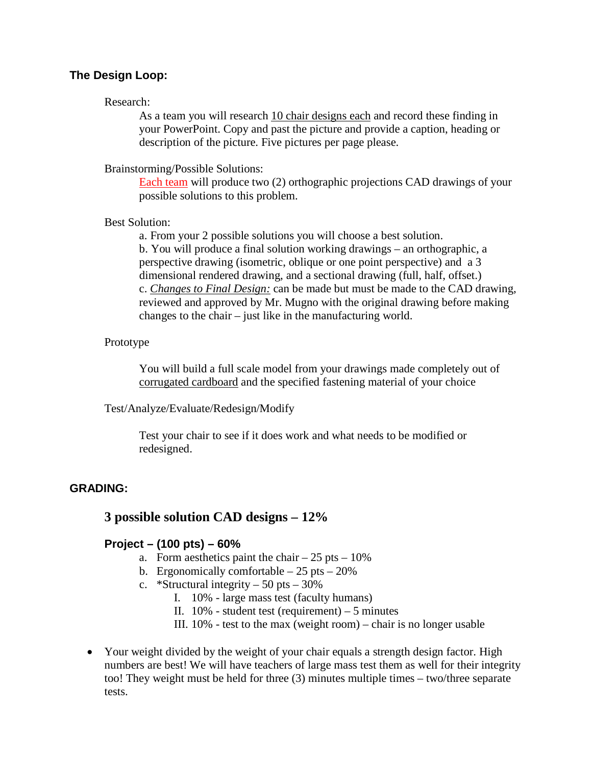## The Design Loop:

Research:

As a team you will research 10 chair designs each and record these finding in your PowerPoint. Copy and past the picture and provide a caption, heading or description of the picture. Five pictures per page please.

Brainstorming/Possible Solutions:

Each team will produce two (2) orthographic projections CAD drawings of your possible solutions to this problem.

Best Solution:

a. From your 2 possible solutions you will choose a best solution.
b. You will produce a final solution working drawings – an orthographic, a perspective drawing (isometric, oblique or one point perspective) and a 3 dimensional rendered drawing, and a sectional drawing (full, half, offset.)
c. *Changes to Final Design:* can be made but must be made to the CAD drawing, reviewed and approved by Mr. Mugno with the original drawing before making changes to the chair – just like in the manufacturing world.

Prototype

You will build a full scale model from your drawings made completely out of corrugated cardboard and the specified fastening material of your choice

Test/Analyze/Evaluate/Redesign/Modify

Test your chair to see if it does work and what needs to be modified or redesigned.

## GRADING:

### 3 possible solution CAD designs – 12%

### Project – (100 pts) – 60%

a. Form aesthetics paint the chair – 25 pts – 10%
b. Ergonomically comfortable – 25 pts – 20%
c. *Structural integrity – 50 pts – 30%
   I. 10% - large mass test (faculty humans)
   II. 10% - student test (requirement) – 5 minutes
   III. 10% - test to the max (weight room) – chair is no longer usable

- Your weight divided by the weight of your chair equals a strength design factor. High numbers are best! We will have teachers of large mass test them as well for their integrity too! They weight must be held for three (3) minutes multiple times – two/three separate tests.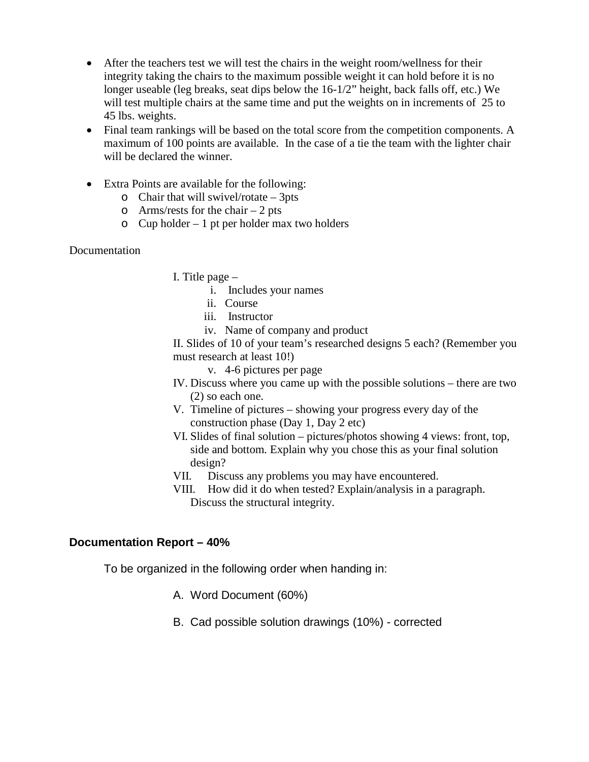- After the teachers test we will test the chairs in the weight room/wellness for their integrity taking the chairs to the maximum possible weight it can hold before it is no longer useable (leg breaks, seat dips below the 16-1/2" height, back falls off, etc.) We will test multiple chairs at the same time and put the weights on in increments of 25 to 45 lbs. weights.
- Final team rankings will be based on the total score from the competition components. A maximum of 100 points are available. In the case of a tie the team with the lighter chair will be declared the winner.

- Extra Points are available for the following:
  - Chair that will swivel/rotate – 3pts
  - Arms/rests for the chair – 2 pts
  - Cup holder – 1 pt per holder max two holders

Documentation

I. Title page –

  i. Includes your names

  ii. Course

  iii. Instructor

  iv. Name of company and product

II. Slides of 10 of your team's researched designs 5 each? (Remember you must research at least 10!)

  v. 4-6 pictures per page

IV. Discuss where you came up with the possible solutions – there are two (2) so each one.

V. Timeline of pictures – showing your progress every day of the construction phase (Day 1, Day 2 etc)

VI. Slides of final solution – pictures/photos showing 4 views: front, top, side and bottom. Explain why you chose this as your final solution design?

VII. Discuss any problems you may have encountered.

VIII. How did it do when tested? Explain/analysis in a paragraph. Discuss the structural integrity.

**Documentation Report – 40%**

To be organized in the following order when handing in:

A. Word Document (60%)

B. Cad possible solution drawings (10%) - corrected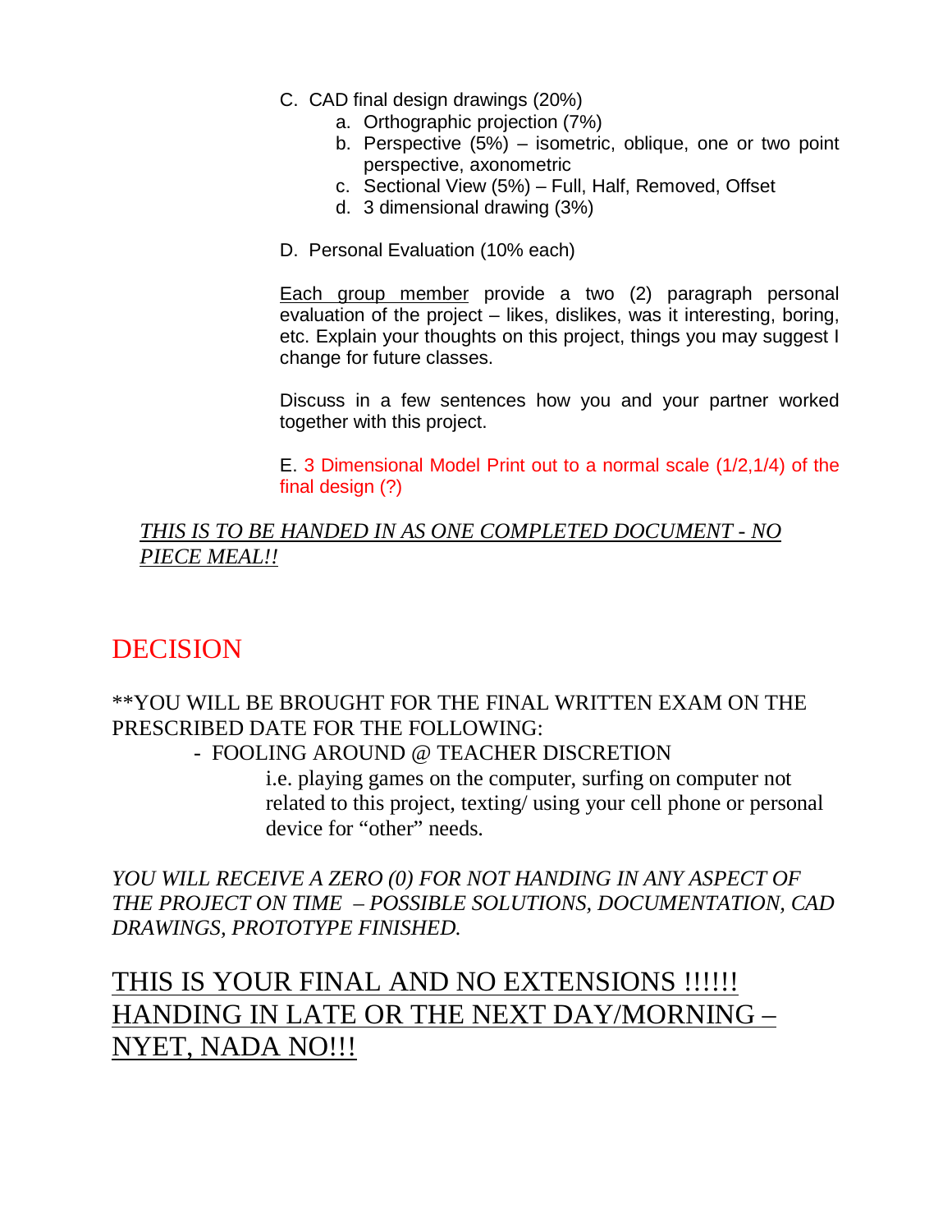C. CAD final design drawings (20%)
   a. Orthographic projection (7%)
   b. Perspective (5%) – isometric, oblique, one or two point perspective, axonometric
   c. Sectional View (5%) – Full, Half, Removed, Offset
   d. 3 dimensional drawing (3%)

D. Personal Evaluation (10% each)

Each group member provide a two (2) paragraph personal evaluation of the project – likes, dislikes, was it interesting, boring, etc. Explain your thoughts on this project, things you may suggest I change for future classes.

Discuss in a few sentences how you and your partner worked together with this project.

E. 3 Dimensional Model Print out to a normal scale (1/2,1/4) of the final design (?)

***THIS IS TO BE HANDED IN AS ONE COMPLETED DOCUMENT - NO PIECE MEAL!!***

# DECISION

**YOU WILL BE BROUGHT FOR THE FINAL WRITTEN EXAM ON THE PRESCRIBED DATE FOR THE FOLLOWING:

- FOOLING AROUND @ TEACHER DISCRETION

  i.e. playing games on the computer, surfing on computer not related to this project, texting/ using your cell phone or personal device for "other" needs.

*YOU WILL RECEIVE A ZERO (0) FOR NOT HANDING IN ANY ASPECT OF THE PROJECT ON TIME – POSSIBLE SOLUTIONS, DOCUMENTATION, CAD DRAWINGS, PROTOTYPE FINISHED.*

## THIS IS YOUR FINAL AND NO EXTENSIONS !!!!!! HANDING IN LATE OR THE NEXT DAY/MORNING – NYET, NADA NO!!!